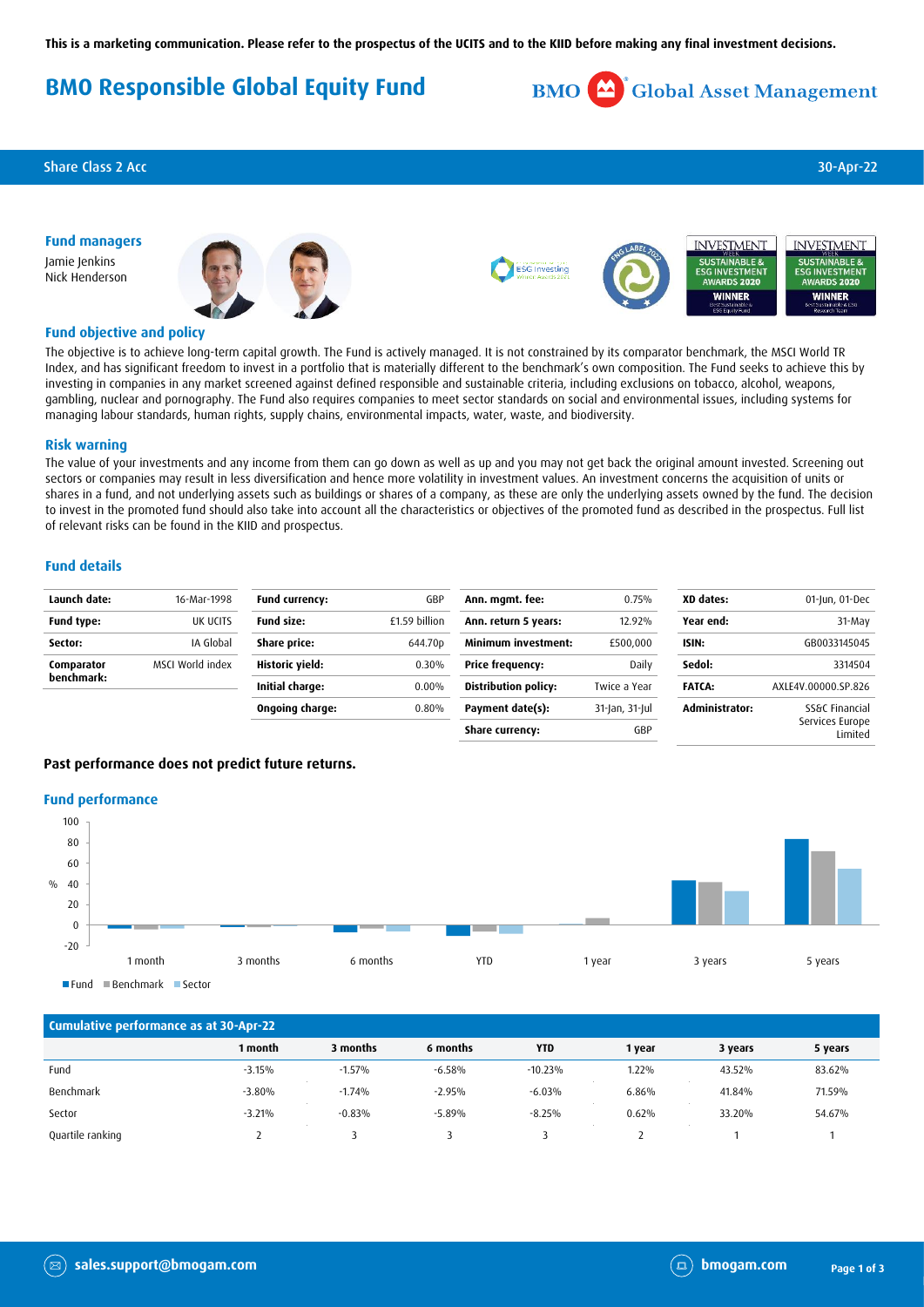This is a marketing communication. Please refer to the prospectus of the UCITS and to the KIID before making any final investment decisions.

# BMO Responsible Global Equity Fund

BMO Global Asset Management

Share Class 2 Acc — 30-Apr-22

### Fund managers

Jamie Jenkins
Nick Henderson

### Fund objective and policy

The objective is to achieve long-term capital growth. The Fund is actively managed. It is not constrained by its comparator benchmark, the MSCI World TR Index, and has significant freedom to invest in a portfolio that is materially different to the benchmark's own composition. The Fund seeks to achieve this by investing in companies in any market screened against defined responsible and sustainable criteria, including exclusions on tobacco, alcohol, weapons, gambling, nuclear and pornography. The Fund also requires companies to meet sector standards on social and environmental issues, including systems for managing labour standards, human rights, supply chains, environmental impacts, water, waste, and biodiversity.

### Risk warning

The value of your investments and any income from them can go down as well as up and you may not get back the original amount invested. Screening out sectors or companies may result in less diversification and hence more volatility in investment values. An investment concerns the acquisition of units or shares in a fund, and not underlying assets such as buildings or shares of a company, as these are only the underlying assets owned by the fund. The decision to invest in the promoted fund should also take into account all the characteristics or objectives of the promoted fund as described in the prospectus. Full list of relevant risks can be found in the KIID and prospectus.

### Fund details

| | |
|---|---|
| **Launch date:** | 16-Mar-1998 |
| **Fund type:** | UK UCITS |
| **Sector:** | IA Global |
| **Comparator benchmark:** | MSCI World index |

| | |
|---|---|
| **Fund currency:** | GBP |
| **Fund size:** | £1.59 billion |
| **Share price:** | 644.70p |
| **Historic yield:** | 0.30% |
| **Initial charge:** | 0.00% |
| **Ongoing charge:** | 0.80% |

| | |
|---|---|
| **Ann. mgmt. fee:** | 0.75% |
| **Ann. return 5 years:** | 12.92% |
| **Minimum investment:** | £500,000 |
| **Price frequency:** | Daily |
| **Distribution policy:** | Twice a Year |
| **Payment date(s):** | 31-Jan, 31-Jul |
| **Share currency:** | GBP |

| | |
|---|---|
| **XD dates:** | 01-Jun, 01-Dec |
| **Year end:** | 31-May |
| **ISIN:** | GB0033145045 |
| **Sedol:** | 3314504 |
| **FATCA:** | AXLE4V.00000.SP.826 |
| **Administrator:** | SS&C Financial Services Europe Limited |

**Past performance does not predict future returns.**

### Fund performance

| Cumulative performance as at 30-Apr-22 | 1 month | 3 months | 6 months | YTD | 1 year | 3 years | 5 years |
|---|---|---|---|---|---|---|---|
| Fund | -3.15% | -1.57% | -6.58% | -10.23% | 1.22% | 43.52% | 83.62% |
| Benchmark | -3.80% | -1.74% | -2.95% | -6.03% | 6.86% | 41.84% | 71.59% |
| Sector | -3.21% | -0.83% | -5.89% | -8.25% | 0.62% | 33.20% | 54.67% |
| Quartile ranking | 2 | 3 | 3 | 3 | 2 | 1 | 1 |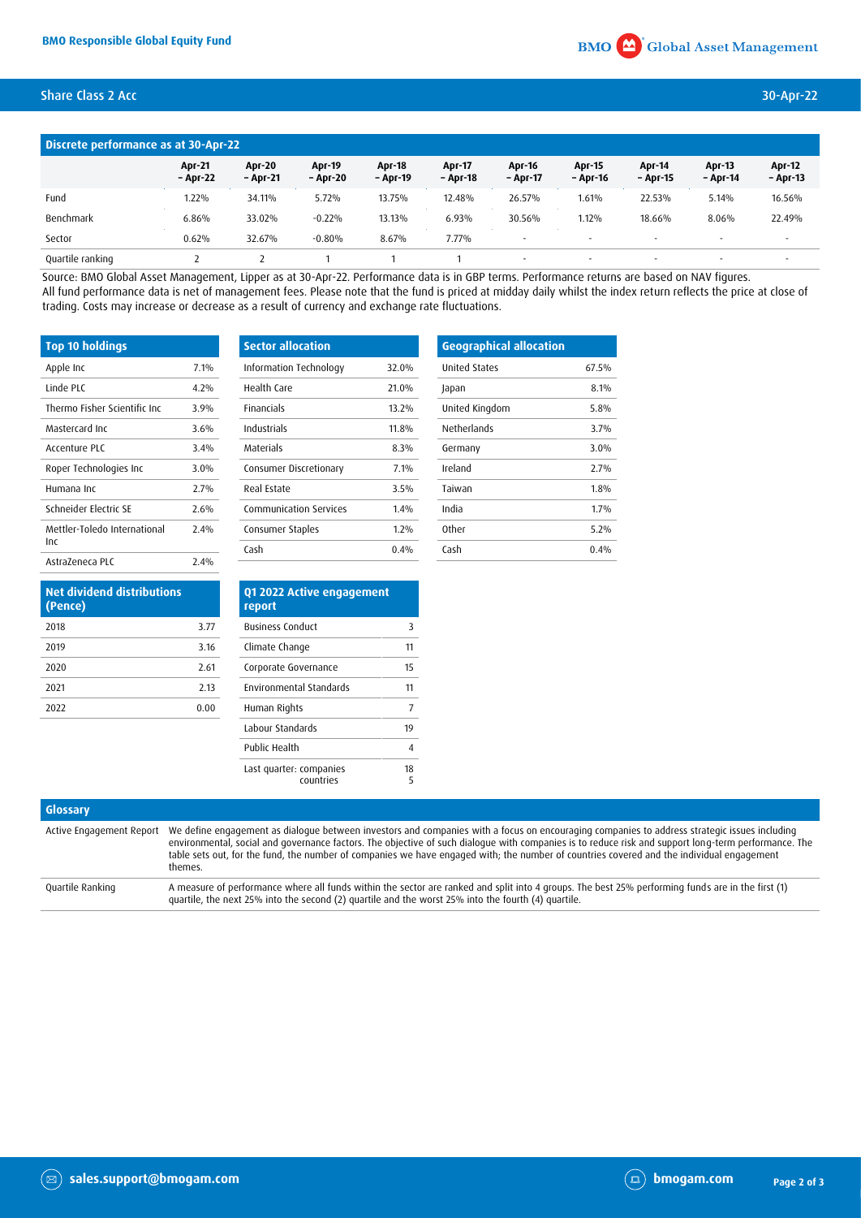## Discrete performance as at 30-Apr-22

| | Apr-21 – Apr-22 | Apr-20 – Apr-21 | Apr-19 – Apr-20 | Apr-18 – Apr-19 | Apr-17 – Apr-18 | Apr-16 – Apr-17 | Apr-15 – Apr-16 | Apr-14 – Apr-15 | Apr-13 – Apr-14 | Apr-12 – Apr-13 |
|---|---|---|---|---|---|---|---|---|---|---|
| Fund | 1.22% | 34.11% | 5.72% | 13.75% | 12.48% | 26.57% | 1.61% | 22.53% | 5.14% | 16.56% |
| Benchmark | 6.86% | 33.02% | -0.22% | 13.13% | 6.93% | 30.56% | 1.12% | 18.66% | 8.06% | 22.49% |
| Sector | 0.62% | 32.67% | -0.80% | 8.67% | 7.77% | - | - | - | - | - |
| Quartile ranking | 2 | 2 | 1 | 1 | 1 | - | - | - | - | - |

Source: BMO Global Asset Management, Lipper as at 30-Apr-22. Performance data is in GBP terms. Performance returns are based on NAV figures. All fund performance data is net of management fees. Please note that the fund is priced at midday daily whilst the index return reflects the price at close of trading. Costs may increase or decrease as a result of currency and exchange rate fluctuations.

| Top 10 holdings | |
|---|---|
| Apple Inc | 7.1% |
| Linde PLC | 4.2% |
| Thermo Fisher Scientific Inc | 3.9% |
| Mastercard Inc | 3.6% |
| Accenture PLC | 3.4% |
| Roper Technologies Inc | 3.0% |
| Humana Inc | 2.7% |
| Schneider Electric SE | 2.6% |
| Mettler-Toledo International Inc | 2.4% |
| AstraZeneca PLC | 2.4% |

| Sector allocation | |
|---|---|
| Information Technology | 32.0% |
| Health Care | 21.0% |
| Financials | 13.2% |
| Industrials | 11.8% |
| Materials | 8.3% |
| Consumer Discretionary | 7.1% |
| Real Estate | 3.5% |
| Communication Services | 1.4% |
| Consumer Staples | 1.2% |
| Cash | 0.4% |

| Geographical allocation | |
|---|---|
| United States | 67.5% |
| Japan | 8.1% |
| United Kingdom | 5.8% |
| Netherlands | 3.7% |
| Germany | 3.0% |
| Ireland | 2.7% |
| Taiwan | 1.8% |
| India | 1.7% |
| Other | 5.2% |
| Cash | 0.4% |

| Net dividend distributions (Pence) | |
|---|---|
| 2018 | 3.77 |
| 2019 | 3.16 |
| 2020 | 2.61 |
| 2021 | 2.13 |
| 2022 | 0.00 |

| Q1 2022 Active engagement report | |
|---|---|
| Business Conduct | 3 |
| Climate Change | 11 |
| Corporate Governance | 15 |
| Environmental Standards | 11 |
| Human Rights | 7 |
| Labour Standards | 19 |
| Public Health | 4 |
| Last quarter: companies | 18 |
| countries | 5 |

## Glossary

| | |
|---|---|
| Active Engagement Report | We define engagement as dialogue between investors and companies with a focus on encouraging companies to address strategic issues including environmental, social and governance factors. The objective of such dialogue with companies is to reduce risk and support long-term performance. The table sets out, for the fund, the number of companies we have engaged with; the number of countries covered and the individual engagement themes. |
| Quartile Ranking | A measure of performance where all funds within the sector are ranked and split into 4 groups. The best 25% performing funds are in the first (1) quartile, the next 25% into the second (2) quartile and the worst 25% into the fourth (4) quartile. |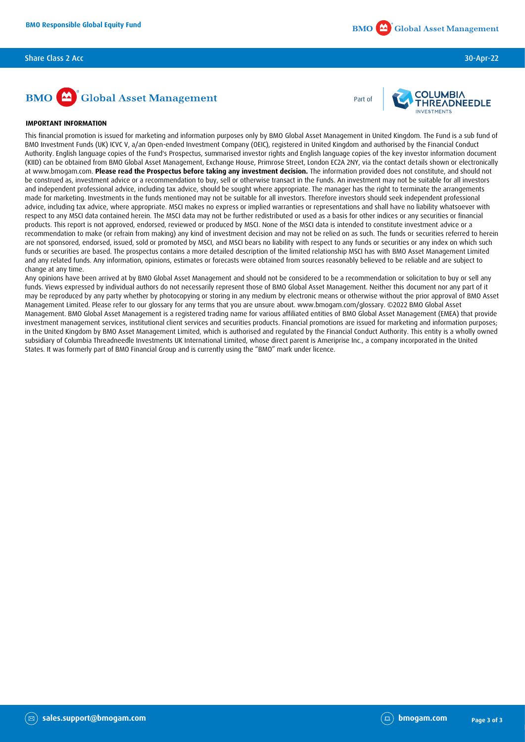**IMPORTANT INFORMATION**

This financial promotion is issued for marketing and information purposes only by BMO Global Asset Management in United Kingdom. The Fund is a sub fund of BMO Investment Funds (UK) ICVC V, a/an Open-ended Investment Company (OEIC), registered in United Kingdom and authorised by the Financial Conduct Authority. English language copies of the Fund's Prospectus, summarised investor rights and English language copies of the key investor information document (KIID) can be obtained from BMO Global Asset Management, Exchange House, Primrose Street, London EC2A 2NY, via the contact details shown or electronically at www.bmogam.com. **Please read the Prospectus before taking any investment decision.** The information provided does not constitute, and should not be construed as, investment advice or a recommendation to buy, sell or otherwise transact in the Funds. An investment may not be suitable for all investors and independent professional advice, including tax advice, should be sought where appropriate. The manager has the right to terminate the arrangements made for marketing. Investments in the funds mentioned may not be suitable for all investors. Therefore investors should seek independent professional advice, including tax advice, where appropriate. MSCI makes no express or implied warranties or representations and shall have no liability whatsoever with respect to any MSCI data contained herein. The MSCI data may not be further redistributed or used as a basis for other indices or any securities or financial products. This report is not approved, endorsed, reviewed or produced by MSCI. None of the MSCI data is intended to constitute investment advice or a recommendation to make (or refrain from making) any kind of investment decision and may not be relied on as such. The funds or securities referred to herein are not sponsored, endorsed, issued, sold or promoted by MSCI, and MSCI bears no liability with respect to any funds or securities or any index on which such funds or securities are based. The prospectus contains a more detailed description of the limited relationship MSCI has with BMO Asset Management Limited and any related funds. Any information, opinions, estimates or forecasts were obtained from sources reasonably believed to be reliable and are subject to change at any time.

Any opinions have been arrived at by BMO Global Asset Management and should not be considered to be a recommendation or solicitation to buy or sell any funds. Views expressed by individual authors do not necessarily represent those of BMO Global Asset Management. Neither this document nor any part of it may be reproduced by any party whether by photocopying or storing in any medium by electronic means or otherwise without the prior approval of BMO Asset Management Limited. Please refer to our glossary for any terms that you are unsure about. www.bmogam.com/glossary. ©2022 BMO Global Asset Management. BMO Global Asset Management is a registered trading name for various affiliated entities of BMO Global Asset Management (EMEA) that provide investment management services, institutional client services and securities products. Financial promotions are issued for marketing and information purposes; in the United Kingdom by BMO Asset Management Limited, which is authorised and regulated by the Financial Conduct Authority. This entity is a wholly owned subsidiary of Columbia Threadneedle Investments UK International Limited, whose direct parent is Ameriprise Inc., a company incorporated in the United States. It was formerly part of BMO Financial Group and is currently using the "BMO" mark under licence.